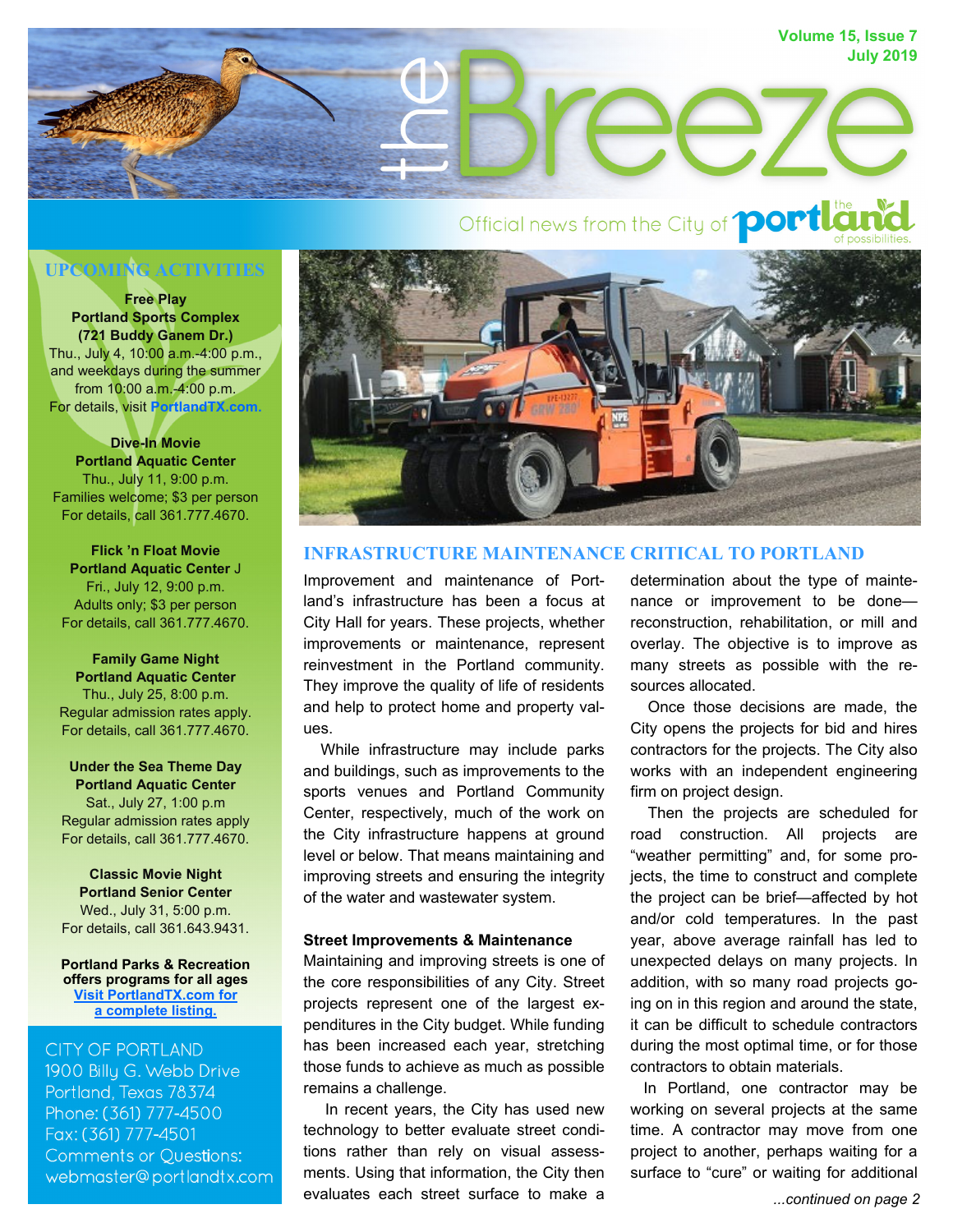# the Breeze

Volume 15, Issue 7
July 2019

Official news from the City of portland — the city of possibilities.

## UPCOMING ACTIVITIES

**Free Play**
**Portland Sports Complex**
**(721 Buddy Ganem Dr.)**
Thu., July 4, 10:00 a.m.-4:00 p.m., and weekdays during the summer from 10:00 a.m.-4:00 p.m.
For details, visit PortlandTX.com.

**Dive-In Movie**
**Portland Aquatic Center**
Thu., July 11, 9:00 p.m.
Families welcome; $3 per person
For details, call 361.777.4670.

**Flick 'n Float Movie**
**Portland Aquatic Center** J
Fri., July 12, 9:00 p.m.
Adults only; $3 per person
For details, call 361.777.4670.

**Family Game Night**
**Portland Aquatic Center**
Thu., July 25, 8:00 p.m.
Regular admission rates apply.
For details, call 361.777.4670.

**Under the Sea Theme Day**
**Portland Aquatic Center**
Sat., July 27, 1:00 p.m
Regular admission rates apply
For details, call 361.777.4670.

**Classic Movie Night**
**Portland Senior Center**
Wed., July 31, 5:00 p.m.
For details, call 361.643.9431.

**Portland Parks & Recreation offers programs for all ages**
**Visit PortlandTX.com for a complete listing.**

CITY OF PORTLAND
1900 Billy G. Webb Drive
Portland, Texas 78374
Phone: (361) 777-4500
Fax: (361) 777-4501
Comments or Questions:
webmaster@portlandtx.com

## INFRASTRUCTURE MAINTENANCE CRITICAL TO PORTLAND

Improvement and maintenance of Portland's infrastructure has been a focus at City Hall for years. These projects, whether improvements or maintenance, represent reinvestment in the Portland community. They improve the quality of life of residents and help to protect home and property values.

While infrastructure may include parks and buildings, such as improvements to the sports venues and Portland Community Center, respectively, much of the work on the City infrastructure happens at ground level or below. That means maintaining and improving streets and ensuring the integrity of the water and wastewater system.

### Street Improvements & Maintenance

Maintaining and improving streets is one of the core responsibilities of any City. Street projects represent one of the largest expenditures in the City budget. While funding has been increased each year, stretching those funds to achieve as much as possible remains a challenge.

In recent years, the City has used new technology to better evaluate street conditions rather than rely on visual assessments. Using that information, the City then evaluates each street surface to make a determination about the type of maintenance or improvement to be done—reconstruction, rehabilitation, or mill and overlay. The objective is to improve as many streets as possible with the resources allocated.

Once those decisions are made, the City opens the projects for bid and hires contractors for the projects. The City also works with an independent engineering firm on project design.

Then the projects are scheduled for road construction. All projects are "weather permitting" and, for some projects, the time to construct and complete the project can be brief—affected by hot and/or cold temperatures. In the past year, above average rainfall has led to unexpected delays on many projects. In addition, with so many road projects going on in this region and around the state, it can be difficult to schedule contractors during the most optimal time, or for those contractors to obtain materials.

In Portland, one contractor may be working on several projects at the same time. A contractor may move from one project to another, perhaps waiting for a surface to "cure" or waiting for additional

*...continued on page 2*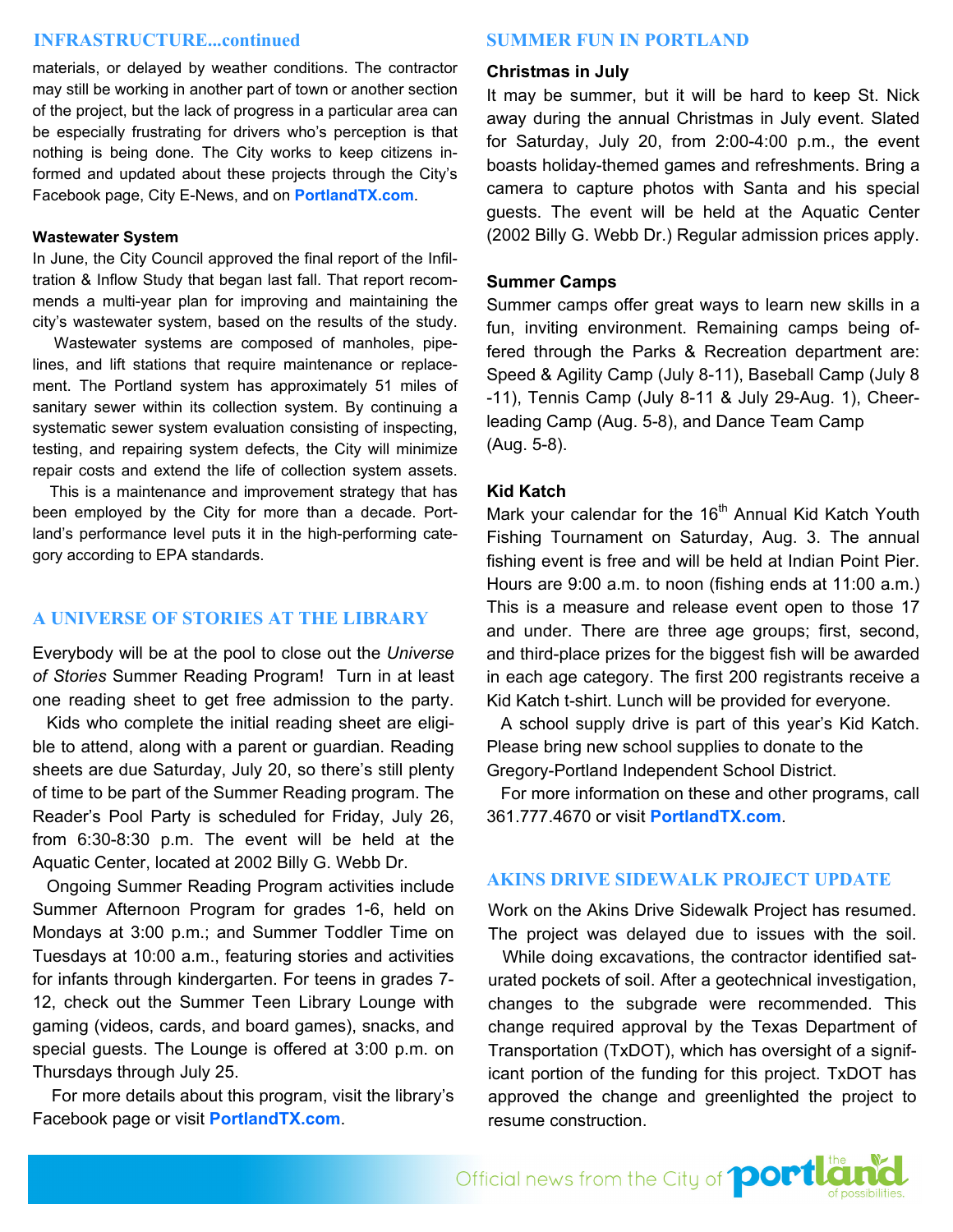## INFRASTRUCTURE...continued

materials, or delayed by weather conditions. The contractor may still be working in another part of town or another section of the project, but the lack of progress in a particular area can be especially frustrating for drivers who's perception is that nothing is being done. The City works to keep citizens informed and updated about these projects through the City's Facebook page, City E-News, and on **PortlandTX.com**.

### Wastewater System

In June, the City Council approved the final report of the Infiltration & Inflow Study that began last fall. That report recommends a multi-year plan for improving and maintaining the city's wastewater system, based on the results of the study.

Wastewater systems are composed of manholes, pipelines, and lift stations that require maintenance or replacement. The Portland system has approximately 51 miles of sanitary sewer within its collection system. By continuing a systematic sewer system evaluation consisting of inspecting, testing, and repairing system defects, the City will minimize repair costs and extend the life of collection system assets.

This is a maintenance and improvement strategy that has been employed by the City for more than a decade. Portland's performance level puts it in the high-performing category according to EPA standards.

## A UNIVERSE OF STORIES AT THE LIBRARY

Everybody will be at the pool to close out the *Universe of Stories* Summer Reading Program! Turn in at least one reading sheet to get free admission to the party.

Kids who complete the initial reading sheet are eligible to attend, along with a parent or guardian. Reading sheets are due Saturday, July 20, so there's still plenty of time to be part of the Summer Reading program. The Reader's Pool Party is scheduled for Friday, July 26, from 6:30-8:30 p.m. The event will be held at the Aquatic Center, located at 2002 Billy G. Webb Dr.

Ongoing Summer Reading Program activities include Summer Afternoon Program for grades 1-6, held on Mondays at 3:00 p.m.; and Summer Toddler Time on Tuesdays at 10:00 a.m., featuring stories and activities for infants through kindergarten. For teens in grades 7-12, check out the Summer Teen Library Lounge with gaming (videos, cards, and board games), snacks, and special guests. The Lounge is offered at 3:00 p.m. on Thursdays through July 25.

For more details about this program, visit the library's Facebook page or visit **PortlandTX.com**.

## SUMMER FUN IN PORTLAND

### Christmas in July

It may be summer, but it will be hard to keep St. Nick away during the annual Christmas in July event. Slated for Saturday, July 20, from 2:00-4:00 p.m., the event boasts holiday-themed games and refreshments. Bring a camera to capture photos with Santa and his special guests. The event will be held at the Aquatic Center (2002 Billy G. Webb Dr.) Regular admission prices apply.

### Summer Camps

Summer camps offer great ways to learn new skills in a fun, inviting environment. Remaining camps being offered through the Parks & Recreation department are: Speed & Agility Camp (July 8-11), Baseball Camp (July 8-11), Tennis Camp (July 8-11 & July 29-Aug. 1), Cheerleading Camp (Aug. 5-8), and Dance Team Camp (Aug. 5-8).

### Kid Katch

Mark your calendar for the 16th Annual Kid Katch Youth Fishing Tournament on Saturday, Aug. 3. The annual fishing event is free and will be held at Indian Point Pier. Hours are 9:00 a.m. to noon (fishing ends at 11:00 a.m.) This is a measure and release event open to those 17 and under. There are three age groups; first, second, and third-place prizes for the biggest fish will be awarded in each age category. The first 200 registrants receive a Kid Katch t-shirt. Lunch will be provided for everyone.

A school supply drive is part of this year's Kid Katch. Please bring new school supplies to donate to the Gregory-Portland Independent School District.

For more information on these and other programs, call 361.777.4670 or visit **PortlandTX.com**.

## AKINS DRIVE SIDEWALK PROJECT UPDATE

Work on the Akins Drive Sidewalk Project has resumed. The project was delayed due to issues with the soil.

While doing excavations, the contractor identified saturated pockets of soil. After a geotechnical investigation, changes to the subgrade were recommended. This change required approval by the Texas Department of Transportation (TxDOT), which has oversight of a significant portion of the funding for this project. TxDOT has approved the change and greenlighted the project to resume construction.